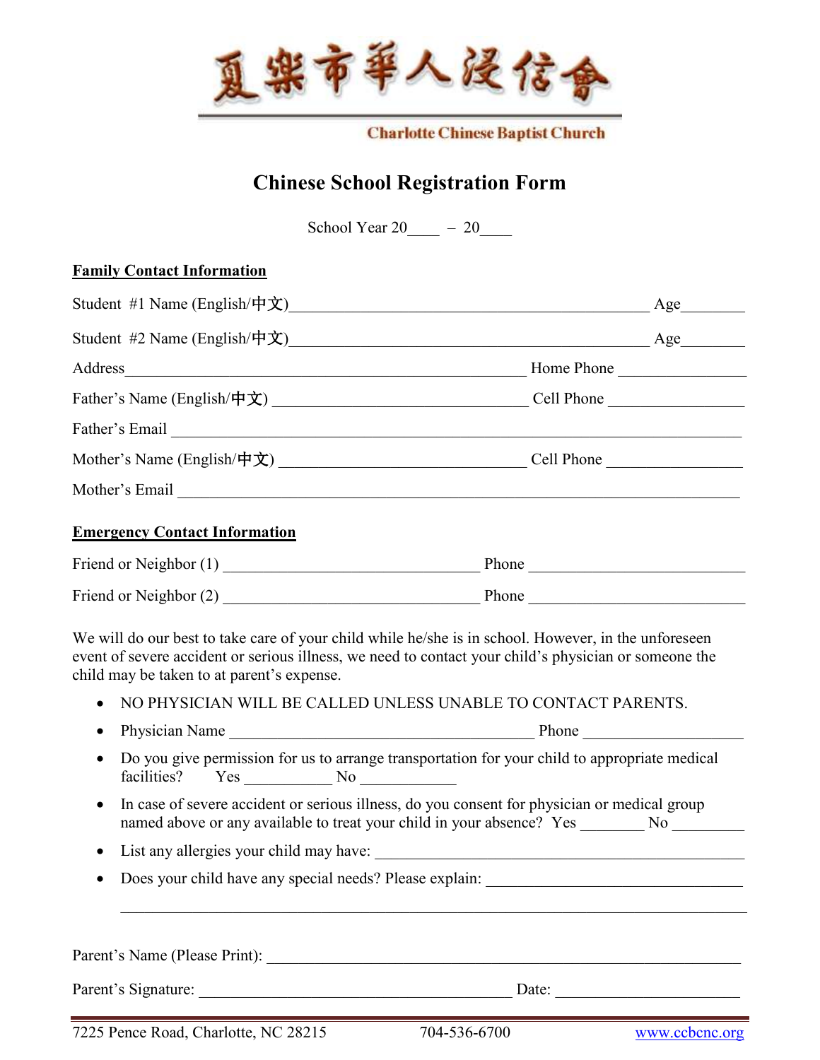夏樂市華人浸信會

Charlotte Chinese Baptist Church

# Chinese School Registration Form

School Year 20____ – 20____

**Family Contact Information**

Student #1 Name (English/中文)_____________________________________________ Age________

Student #2 Name (English/中文)_____________________________________________ Age________

Address_________________________________________________ Home Phone _______________

Father's Name (English/中文) ________________________________ Cell Phone _______________

Father's Email ______________________________________________________________________

Mother's Name (English/中文) _______________________________ Cell Phone _______________

Mother's Email _____________________________________________________________________

**Emergency Contact Information**

Friend or Neighbor (1) _______________________________ Phone __________________________

Friend or Neighbor (2) _______________________________ Phone __________________________

We will do our best to take care of your child while he/she is in school. However, in the unforeseen event of severe accident or serious illness, we need to contact your child's physician or someone the child may be taken to at parent's expense.

- NO PHYSICIAN WILL BE CALLED UNLESS UNABLE TO CONTACT PARENTS.
- Physician Name _____________________________________ Phone ___________________
- Do you give permission for us to arrange transportation for your child to appropriate medical facilities? Yes ___________ No ____________
- In case of severe accident or serious illness, do you consent for physician or medical group named above or any available to treat your child in your absence? Yes ________ No _________
- List any allergies your child may have: _____________________________________________
- Does your child have any special needs? Please explain: ______________________________

  _____________________________________________________________________________

Parent's Name (Please Print): ___________________________________________________________

Parent's Signature: ______________________________________ Date: ______________________

7225 Pence Road, Charlotte, NC 28215 704-536-6700 www.ccbcnc.org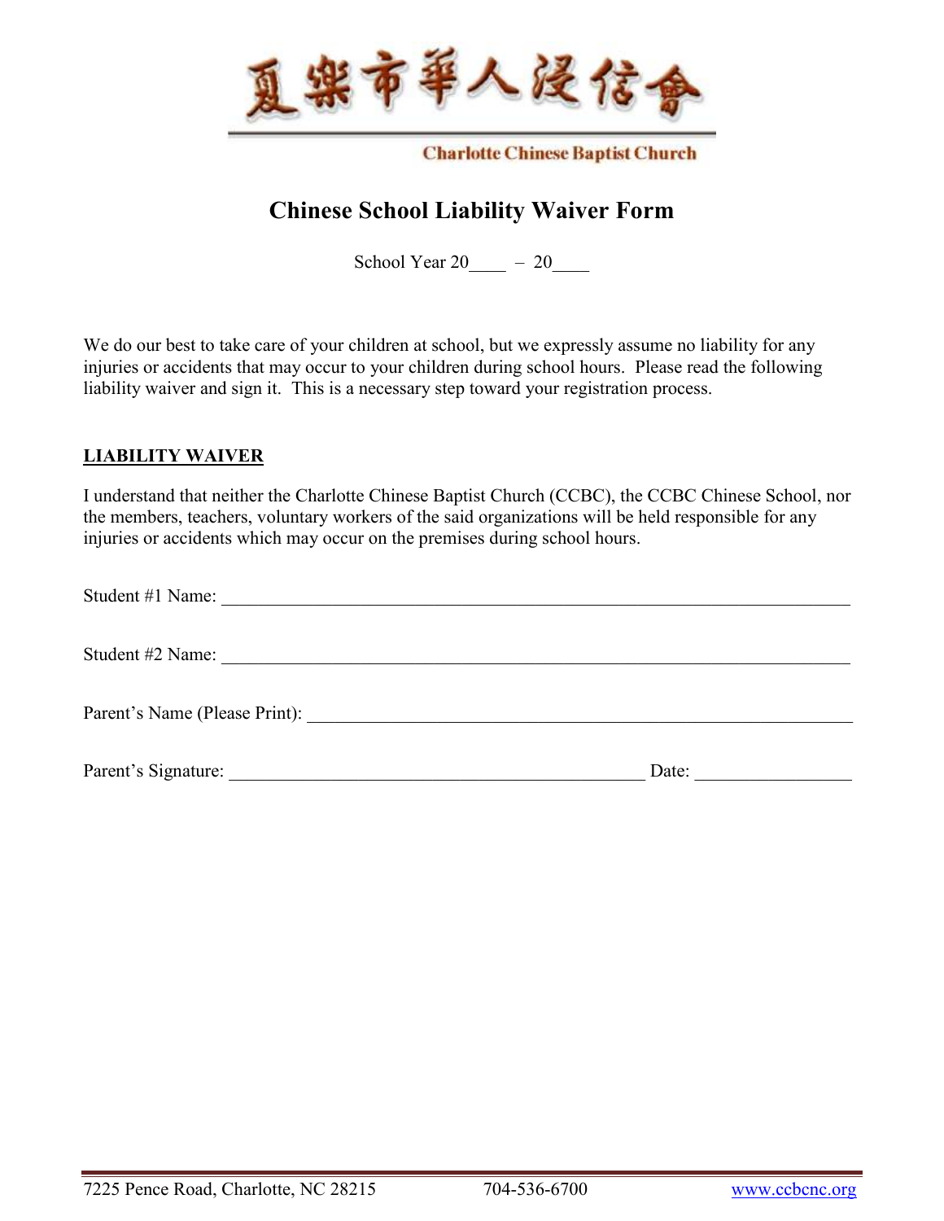夏樂市華人浸信會

Charlotte Chinese Baptist Church

# Chinese School Liability Waiver Form

School Year 20____ – 20____

We do our best to take care of your children at school, but we expressly assume no liability for any injuries or accidents that may occur to your children during school hours. Please read the following liability waiver and sign it. This is a necessary step toward your registration process.

**LIABILITY WAIVER**

I understand that neither the Charlotte Chinese Baptist Church (CCBC), the CCBC Chinese School, nor the members, teachers, voluntary workers of the said organizations will be held responsible for any injuries or accidents which may occur on the premises during school hours.

Student #1 Name: ______________________________________________________________________

Student #2 Name: ______________________________________________________________________

Parent's Name (Please Print): _____________________________________________________________

Parent's Signature: ______________________________________________ Date: ________________

7225 Pence Road, Charlotte, NC 28215 704-536-6700 www.ccbcnc.org